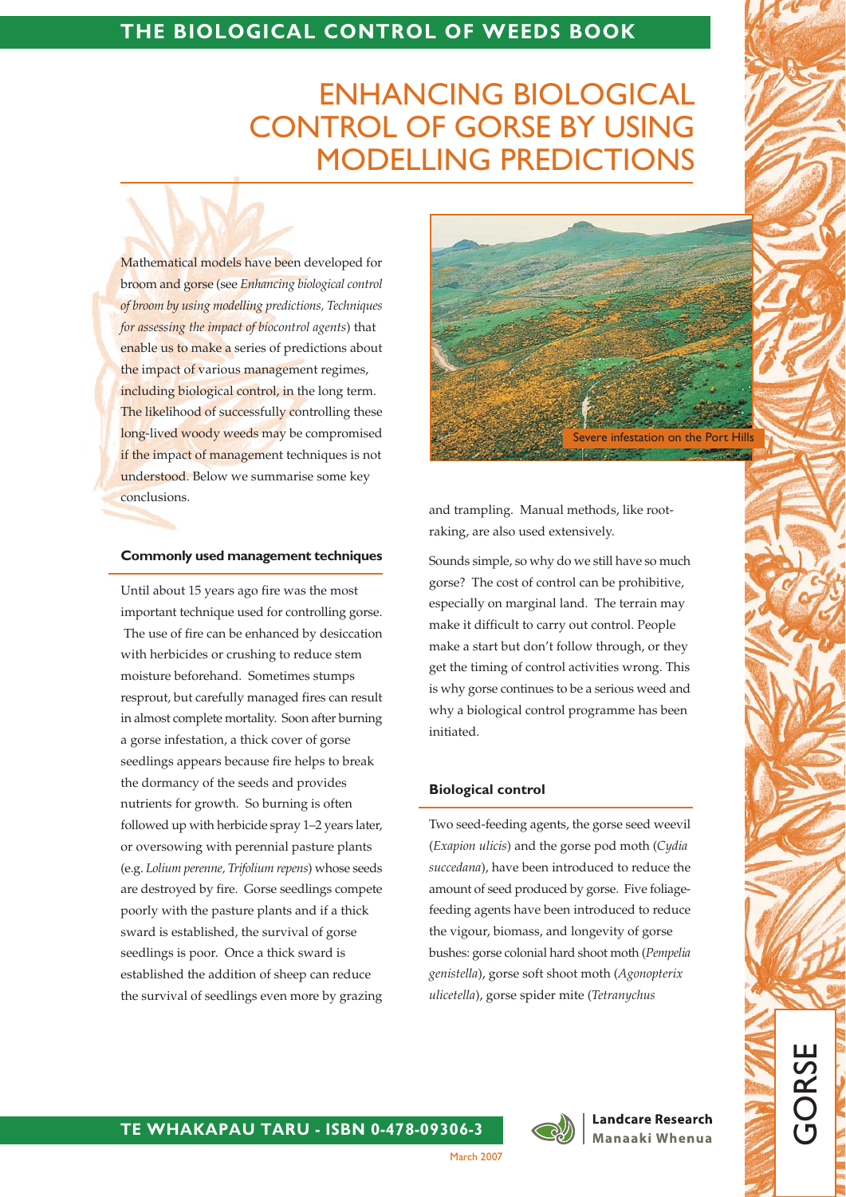# ENHANCING BIOLOGICAL CONTROL OF GORSE BY USING MODELLING PREDICTIONS

Mathematical models have been developed for broom and gorse (see *Enhancing biological control of broom by using modelling predictions, Techniques for assessing the impact of biocontrol agents*) that enable us to make a series of predictions about the impact of various management regimes, including biological control, in the long term. The likelihood of successfully controlling these long-lived woody weeds may be compromised if the impact of management techniques is not understood. Below we summarise some key conclusions.

### Commonly used management techniques

Until about 15 years ago fire was the most important technique used for controlling gorse. The use of fire can be enhanced by desiccation with herbicides or crushing to reduce stem moisture beforehand. Sometimes stumps resprout, but carefully managed fires can result in almost complete mortality. Soon after burning a gorse infestation, a thick cover of gorse seedlings appears because fire helps to break the dormancy of the seeds and provides nutrients for growth. So burning is often followed up with herbicide spray 1–2 years later, or oversowing with perennial pasture plants (e.g. *Lolium perenne, Trifolium repens*) whose seeds are destroyed by fire. Gorse seedlings compete poorly with the pasture plants and if a thick sward is established, the survival of gorse seedlings is poor. Once a thick sward is established the addition of sheep can reduce the survival of seedlings even more by grazing and trampling. Manual methods, like root-raking, are also used extensively.

Severe infestation on the Port Hills

Sounds simple, so why do we still have so much gorse? The cost of control can be prohibitive, especially on marginal land. The terrain may make it difficult to carry out control. People make a start but don't follow through, or they get the timing of control activities wrong. This is why gorse continues to be a serious weed and why a biological control programme has been initiated.

### Biological control

Two seed-feeding agents, the gorse seed weevil (*Exapion ulicis*) and the gorse pod moth (*Cydia succedana*), have been introduced to reduce the amount of seed produced by gorse. Five foliage-feeding agents have been introduced to reduce the vigour, biomass, and longevity of gorse bushes: gorse colonial hard shoot moth (*Pempelia genistella*), gorse soft shoot moth (*Agonopterix ulicetella*), gorse spider mite (*Tetranychus*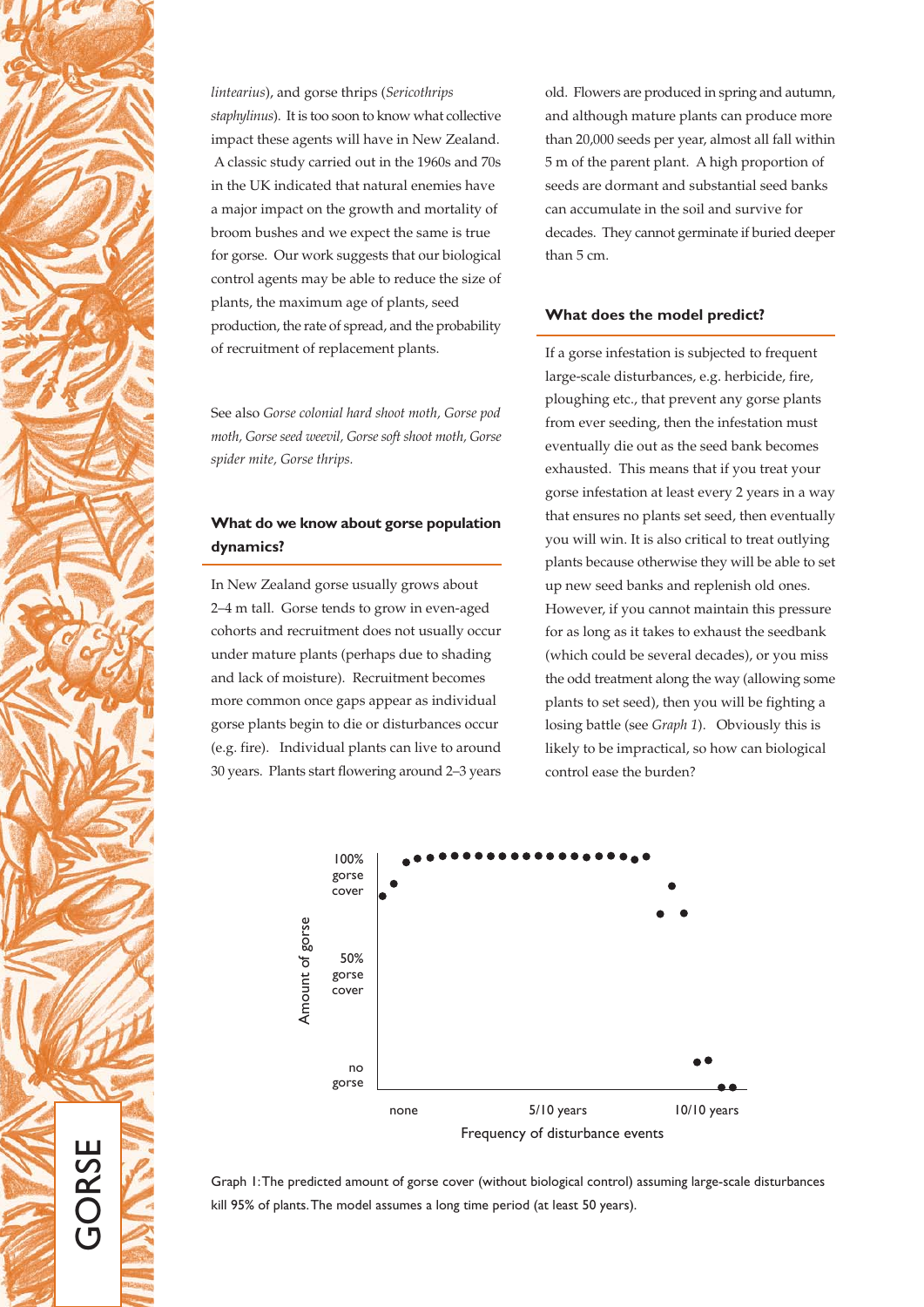*lintearius*), and gorse thrips (*Sericothrips staphylinus*). It is too soon to know what collective impact these agents will have in New Zealand. A classic study carried out in the 1960s and 70s in the UK indicated that natural enemies have a major impact on the growth and mortality of broom bushes and we expect the same is true for gorse. Our work suggests that our biological control agents may be able to reduce the size of plants, the maximum age of plants, seed production, the rate of spread, and the probability of recruitment of replacement plants.

See also *Gorse colonial hard shoot moth, Gorse pod moth, Gorse seed weevil, Gorse soft shoot moth, Gorse spider mite, Gorse thrips.*

## What do we know about gorse population dynamics?

In New Zealand gorse usually grows about 2–4 m tall. Gorse tends to grow in even-aged cohorts and recruitment does not usually occur under mature plants (perhaps due to shading and lack of moisture). Recruitment becomes more common once gaps appear as individual gorse plants begin to die or disturbances occur (e.g. fire). Individual plants can live to around 30 years. Plants start flowering around 2–3 years old. Flowers are produced in spring and autumn, and although mature plants can produce more than 20,000 seeds per year, almost all fall within 5 m of the parent plant. A high proportion of seeds are dormant and substantial seed banks can accumulate in the soil and survive for decades. They cannot germinate if buried deeper than 5 cm.

## What does the model predict?

If a gorse infestation is subjected to frequent large-scale disturbances, e.g. herbicide, fire, ploughing etc., that prevent any gorse plants from ever seeding, then the infestation must eventually die out as the seed bank becomes exhausted. This means that if you treat your gorse infestation at least every 2 years in a way that ensures no plants set seed, then eventually you will win. It is also critical to treat outlying plants because otherwise they will be able to set up new seed banks and replenish old ones. However, if you cannot maintain this pressure for as long as it takes to exhaust the seedbank (which could be several decades), or you miss the odd treatment along the way (allowing some plants to set seed), then you will be fighting a losing battle (see *Graph 1*). Obviously this is likely to be impractical, so how can biological control ease the burden?

Graph 1: The predicted amount of gorse cover (without biological control) assuming large-scale disturbances kill 95% of plants. The model assumes a long time period (at least 50 years).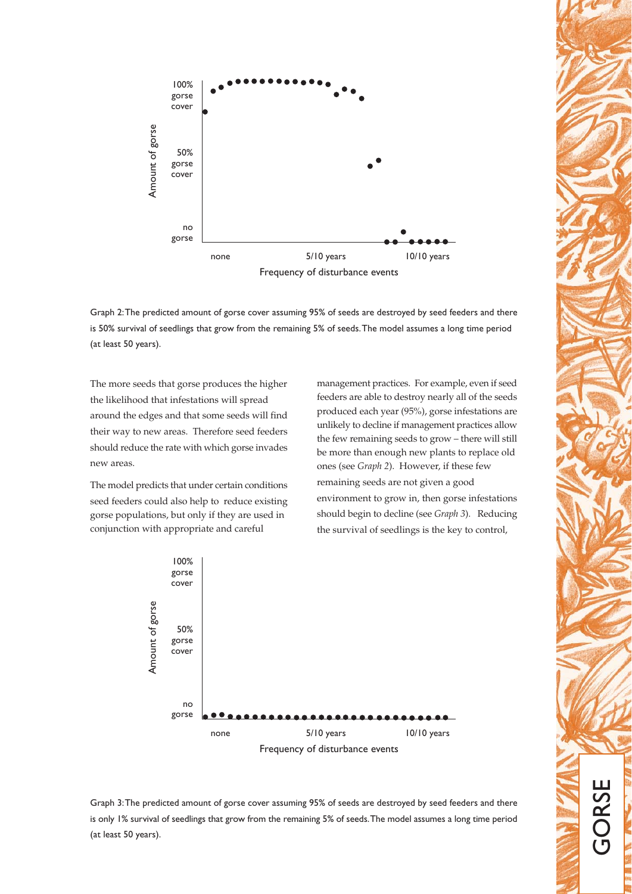Graph 2: The predicted amount of gorse cover assuming 95% of seeds are destroyed by seed feeders and there is 50% survival of seedlings that grow from the remaining 5% of seeds. The model assumes a long time period (at least 50 years).

The more seeds that gorse produces the higher the likelihood that infestations will spread around the edges and that some seeds will find their way to new areas. Therefore seed feeders should reduce the rate with which gorse invades new areas.

The model predicts that under certain conditions seed feeders could also help to reduce existing gorse populations, but only if they are used in conjunction with appropriate and careful management practices. For example, even if seed feeders are able to destroy nearly all of the seeds produced each year (95%), gorse infestations are unlikely to decline if management practices allow the few remaining seeds to grow – there will still be more than enough new plants to replace old ones (see *Graph 2*). However, if these few remaining seeds are not given a good environment to grow in, then gorse infestations should begin to decline (see *Graph 3*). Reducing the survival of seedlings is the key to control,

Graph 3: The predicted amount of gorse cover assuming 95% of seeds are destroyed by seed feeders and there is only 1% survival of seedlings that grow from the remaining 5% of seeds. The model assumes a long time period (at least 50 years).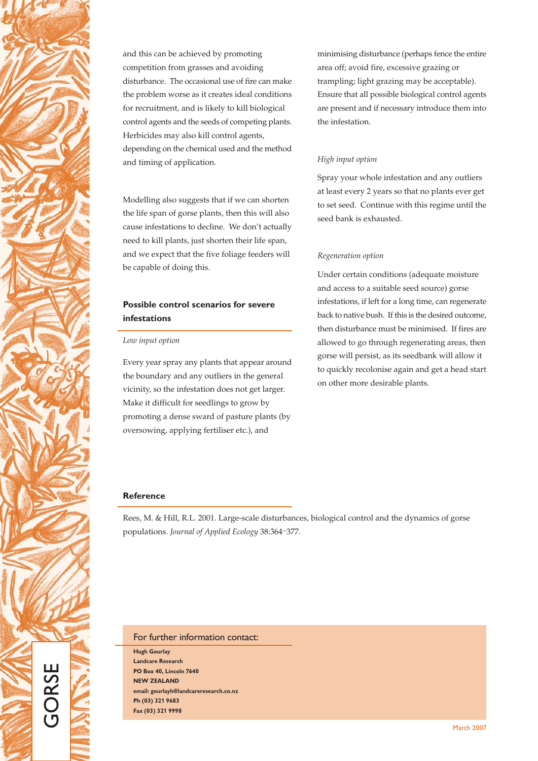and this can be achieved by promoting competition from grasses and avoiding disturbance. The occasional use of fire can make the problem worse as it creates ideal conditions for recruitment, and is likely to kill biological control agents and the seeds of competing plants. Herbicides may also kill control agents, depending on the chemical used and the method and timing of application.

Modelling also suggests that if we can shorten the life span of gorse plants, then this will also cause infestations to decline. We don't actually need to kill plants, just shorten their life span, and we expect that the five foliage feeders will be capable of doing this.

## Possible control scenarios for severe infestations

*Low input option*

Every year spray any plants that appear around the boundary and any outliers in the general vicinity, so the infestation does not get larger. Make it difficult for seedlings to grow by promoting a dense sward of pasture plants (by oversowing, applying fertiliser etc.), and minimising disturbance (perhaps fence the entire area off; avoid fire, excessive grazing or trampling; light grazing may be acceptable). Ensure that all possible biological control agents are present and if necessary introduce them into the infestation.

*High input option*

Spray your whole infestation and any outliers at least every 2 years so that no plants ever get to set seed. Continue with this regime until the seed bank is exhausted.

*Regeneration option*

Under certain conditions (adequate moisture and access to a suitable seed source) gorse infestations, if left for a long time, can regenerate back to native bush. If this is the desired outcome, then disturbance must be minimised. If fires are allowed to go through regenerating areas, then gorse will persist, as its seedbank will allow it to quickly recolonise again and get a head start on other more desirable plants.

## Reference

Rees, M. & Hill, R.L. 2001. Large-scale disturbances, biological control and the dynamics of gorse populations. *Journal of Applied Ecology* 38:364–377.

For further information contact:

**Hugh Gourlay**
**Landcare Research**
**PO Box 40, Lincoln 7640**
**NEW ZEALAND**
**email: gourlayh@landcareresearch.co.nz**
**Ph (03) 321 9683**
**Fax (03) 321 9998**

March 2007